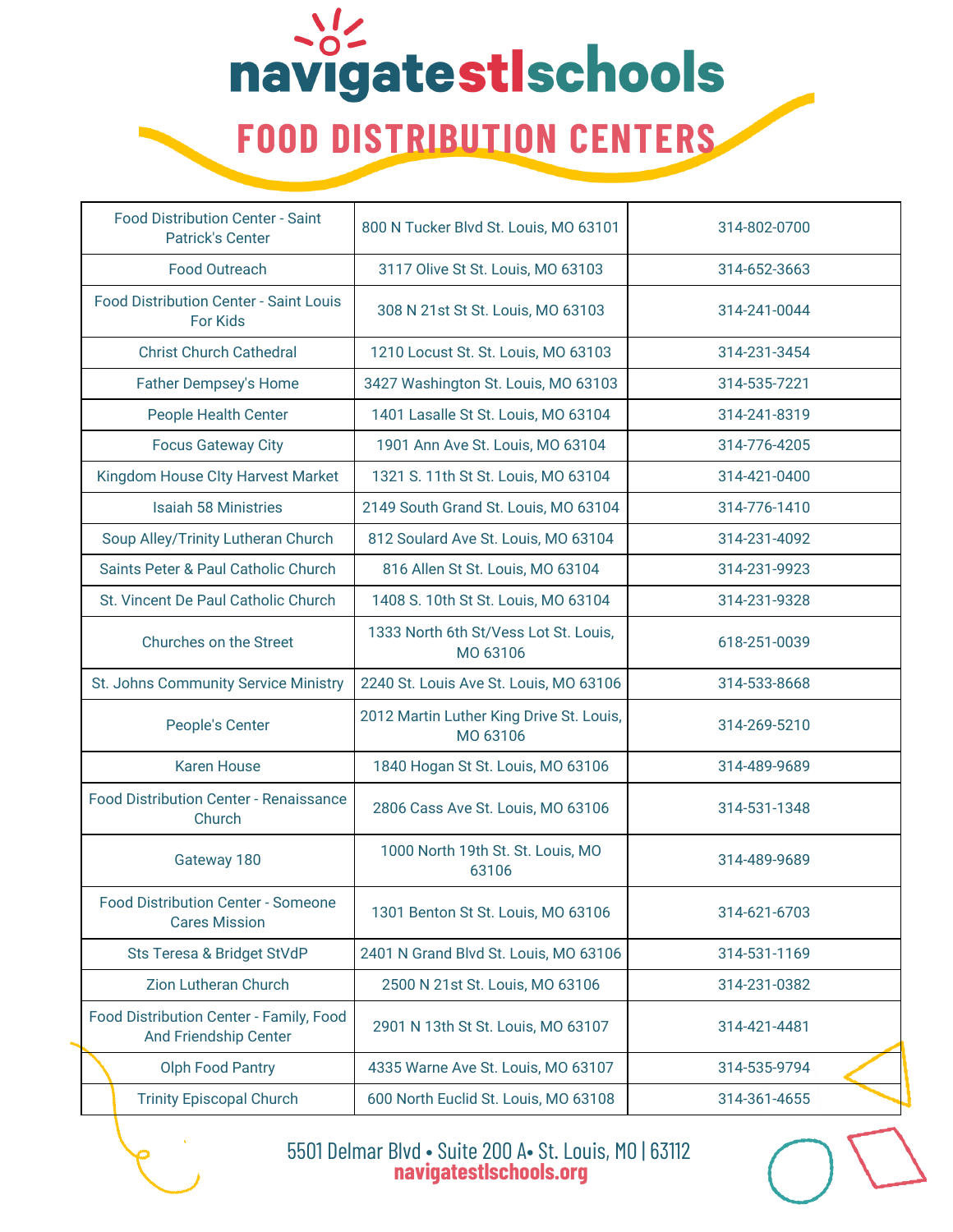# navigatestlschools

## FOOD DISTRIBUTION CENTERS

| | | |
|---|---|---|
| Food Distribution Center - Saint Patrick's Center | 800 N Tucker Blvd St. Louis, MO 63101 | 314-802-0700 |
| Food Outreach | 3117 Olive St St. Louis, MO 63103 | 314-652-3663 |
| Food Distribution Center - Saint Louis For Kids | 308 N 21st St St. Louis, MO 63103 | 314-241-0044 |
| Christ Church Cathedral | 1210 Locust St. St. Louis, MO 63103 | 314-231-3454 |
| Father Dempsey's Home | 3427 Washington St. Louis, MO 63103 | 314-535-7221 |
| People Health Center | 1401 Lasalle St St. Louis, MO 63104 | 314-241-8319 |
| Focus Gateway City | 1901 Ann Ave St. Louis, MO 63104 | 314-776-4205 |
| Kingdom House CIty Harvest Market | 1321 S. 11th St St. Louis, MO 63104 | 314-421-0400 |
| Isaiah 58 Ministries | 2149 South Grand St. Louis, MO 63104 | 314-776-1410 |
| Soup Alley/Trinity Lutheran Church | 812 Soulard Ave St. Louis, MO 63104 | 314-231-4092 |
| Saints Peter & Paul Catholic Church | 816 Allen St St. Louis, MO 63104 | 314-231-9923 |
| St. Vincent De Paul Catholic Church | 1408 S. 10th St St. Louis, MO 63104 | 314-231-9328 |
| Churches on the Street | 1333 North 6th St/Vess Lot St. Louis, MO 63106 | 618-251-0039 |
| St. Johns Community Service Ministry | 2240 St. Louis Ave St. Louis, MO 63106 | 314-533-8668 |
| People's Center | 2012 Martin Luther King Drive St. Louis, MO 63106 | 314-269-5210 |
| Karen House | 1840 Hogan St St. Louis, MO 63106 | 314-489-9689 |
| Food Distribution Center - Renaissance Church | 2806 Cass Ave St. Louis, MO 63106 | 314-531-1348 |
| Gateway 180 | 1000 North 19th St. St. Louis, MO 63106 | 314-489-9689 |
| Food Distribution Center - Someone Cares Mission | 1301 Benton St St. Louis, MO 63106 | 314-621-6703 |
| Sts Teresa & Bridget StVdP | 2401 N Grand Blvd St. Louis, MO 63106 | 314-531-1169 |
| Zion Lutheran Church | 2500 N 21st St. Louis, MO 63106 | 314-231-0382 |
| Food Distribution Center - Family, Food And Friendship Center | 2901 N 13th St St. Louis, MO 63107 | 314-421-4481 |
| Olph Food Pantry | 4335 Warne Ave St. Louis, MO 63107 | 314-535-9794 |
| Trinity Episcopal Church | 600 North Euclid St. Louis, MO 63108 | 314-361-4655 |

5501 Delmar Blvd • Suite 200 A• St. Louis, MO | 63112
navigatestlschools.org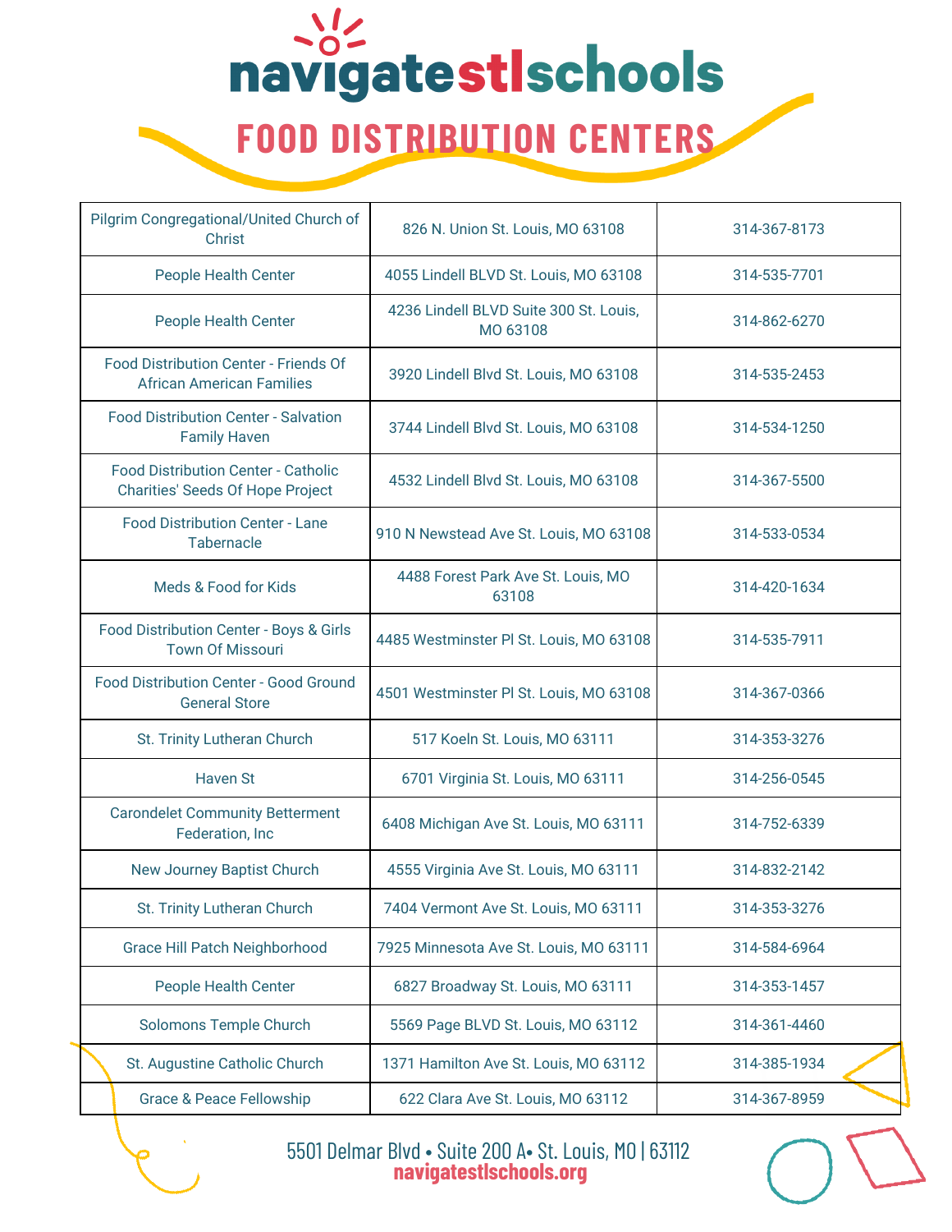# navigatestlschools

## FOOD DISTRIBUTION CENTERS

| | | |
|---|---|---|
| Pilgrim Congregational/United Church of Christ | 826 N. Union St. Louis, MO 63108 | 314-367-8173 |
| People Health Center | 4055 Lindell BLVD St. Louis, MO 63108 | 314-535-7701 |
| People Health Center | 4236 Lindell BLVD Suite 300 St. Louis, MO 63108 | 314-862-6270 |
| Food Distribution Center - Friends Of African American Families | 3920 Lindell Blvd St. Louis, MO 63108 | 314-535-2453 |
| Food Distribution Center - Salvation Family Haven | 3744 Lindell Blvd St. Louis, MO 63108 | 314-534-1250 |
| Food Distribution Center - Catholic Charities' Seeds Of Hope Project | 4532 Lindell Blvd St. Louis, MO 63108 | 314-367-5500 |
| Food Distribution Center - Lane Tabernacle | 910 N Newstead Ave St. Louis, MO 63108 | 314-533-0534 |
| Meds & Food for Kids | 4488 Forest Park Ave St. Louis, MO 63108 | 314-420-1634 |
| Food Distribution Center - Boys & Girls Town Of Missouri | 4485 Westminster Pl St. Louis, MO 63108 | 314-535-7911 |
| Food Distribution Center - Good Ground General Store | 4501 Westminster Pl St. Louis, MO 63108 | 314-367-0366 |
| St. Trinity Lutheran Church | 517 Koeln St. Louis, MO 63111 | 314-353-3276 |
| Haven St | 6701 Virginia St. Louis, MO 63111 | 314-256-0545 |
| Carondelet Community Betterment Federation, Inc | 6408 Michigan Ave St. Louis, MO 63111 | 314-752-6339 |
| New Journey Baptist Church | 4555 Virginia Ave St. Louis, MO 63111 | 314-832-2142 |
| St. Trinity Lutheran Church | 7404 Vermont Ave St. Louis, MO 63111 | 314-353-3276 |
| Grace Hill Patch Neighborhood | 7925 Minnesota Ave St. Louis, MO 63111 | 314-584-6964 |
| People Health Center | 6827 Broadway St. Louis, MO 63111 | 314-353-1457 |
| Solomons Temple Church | 5569 Page BLVD St. Louis, MO 63112 | 314-361-4460 |
| St. Augustine Catholic Church | 1371 Hamilton Ave St. Louis, MO 63112 | 314-385-1934 |
| Grace & Peace Fellowship | 622 Clara Ave St. Louis, MO 63112 | 314-367-8959 |

5501 Delmar Blvd • Suite 200 A• St. Louis, MO | 63112
navigatestlschools.org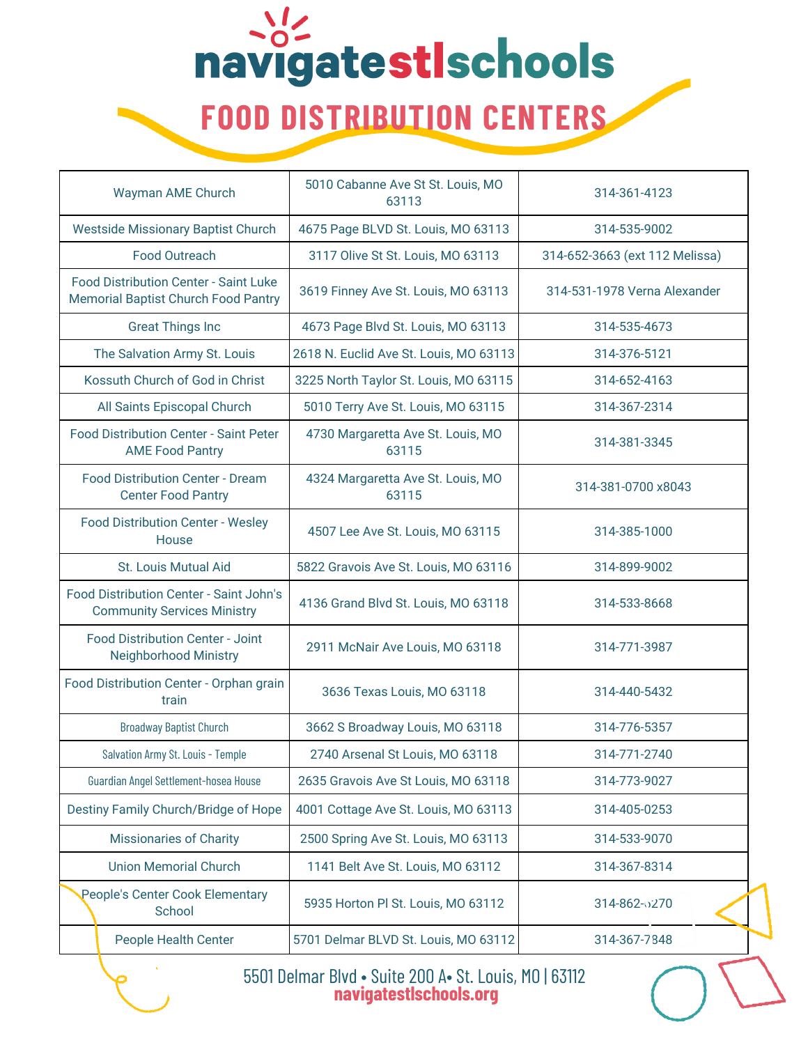# navigatestlschools

## FOOD DISTRIBUTION CENTERS

| | | |
|---|---|---|
| Wayman AME Church | 5010 Cabanne Ave St St. Louis, MO 63113 | 314-361-4123 |
| Westside Missionary Baptist Church | 4675 Page BLVD St. Louis, MO 63113 | 314-535-9002 |
| Food Outreach | 3117 Olive St St. Louis, MO 63113 | 314-652-3663 (ext 112 Melissa) |
| Food Distribution Center - Saint Luke Memorial Baptist Church Food Pantry | 3619 Finney Ave St. Louis, MO 63113 | 314-531-1978 Verna Alexander |
| Great Things Inc | 4673 Page Blvd St. Louis, MO 63113 | 314-535-4673 |
| The Salvation Army St. Louis | 2618 N. Euclid Ave St. Louis, MO 63113 | 314-376-5121 |
| Kossuth Church of God in Christ | 3225 North Taylor St. Louis, MO 63115 | 314-652-4163 |
| All Saints Episcopal Church | 5010 Terry Ave St. Louis, MO 63115 | 314-367-2314 |
| Food Distribution Center - Saint Peter AME Food Pantry | 4730 Margaretta Ave St. Louis, MO 63115 | 314-381-3345 |
| Food Distribution Center - Dream Center Food Pantry | 4324 Margaretta Ave St. Louis, MO 63115 | 314-381-0700 x8043 |
| Food Distribution Center - Wesley House | 4507 Lee Ave St. Louis, MO 63115 | 314-385-1000 |
| St. Louis Mutual Aid | 5822 Gravois Ave St. Louis, MO 63116 | 314-899-9002 |
| Food Distribution Center - Saint John's Community Services Ministry | 4136 Grand Blvd St. Louis, MO 63118 | 314-533-8668 |
| Food Distribution Center - Joint Neighborhood Ministry | 2911 McNair Ave Louis, MO 63118 | 314-771-3987 |
| Food Distribution Center - Orphan grain train | 3636 Texas Louis, MO 63118 | 314-440-5432 |
| Broadway Baptist Church | 3662 S Broadway Louis, MO 63118 | 314-776-5357 |
| Salvation Army St. Louis - Temple | 2740 Arsenal St Louis, MO 63118 | 314-771-2740 |
| Guardian Angel Settlement-hosea House | 2635 Gravois Ave St Louis, MO 63118 | 314-773-9027 |
| Destiny Family Church/Bridge of Hope | 4001 Cottage Ave St. Louis, MO 63113 | 314-405-0253 |
| Missionaries of Charity | 2500 Spring Ave St. Louis, MO 63113 | 314-533-9070 |
| Union Memorial Church | 1141 Belt Ave St. Louis, MO 63112 | 314-367-8314 |
| People's Center Cook Elementary School | 5935 Horton Pl St. Louis, MO 63112 | 314-862-0270 |
| People Health Center | 5701 Delmar BLVD St. Louis, MO 63112 | 314-367-7848 |

5501 Delmar Blvd • Suite 200 A• St. Louis, MO | 63112
navigatestlschools.org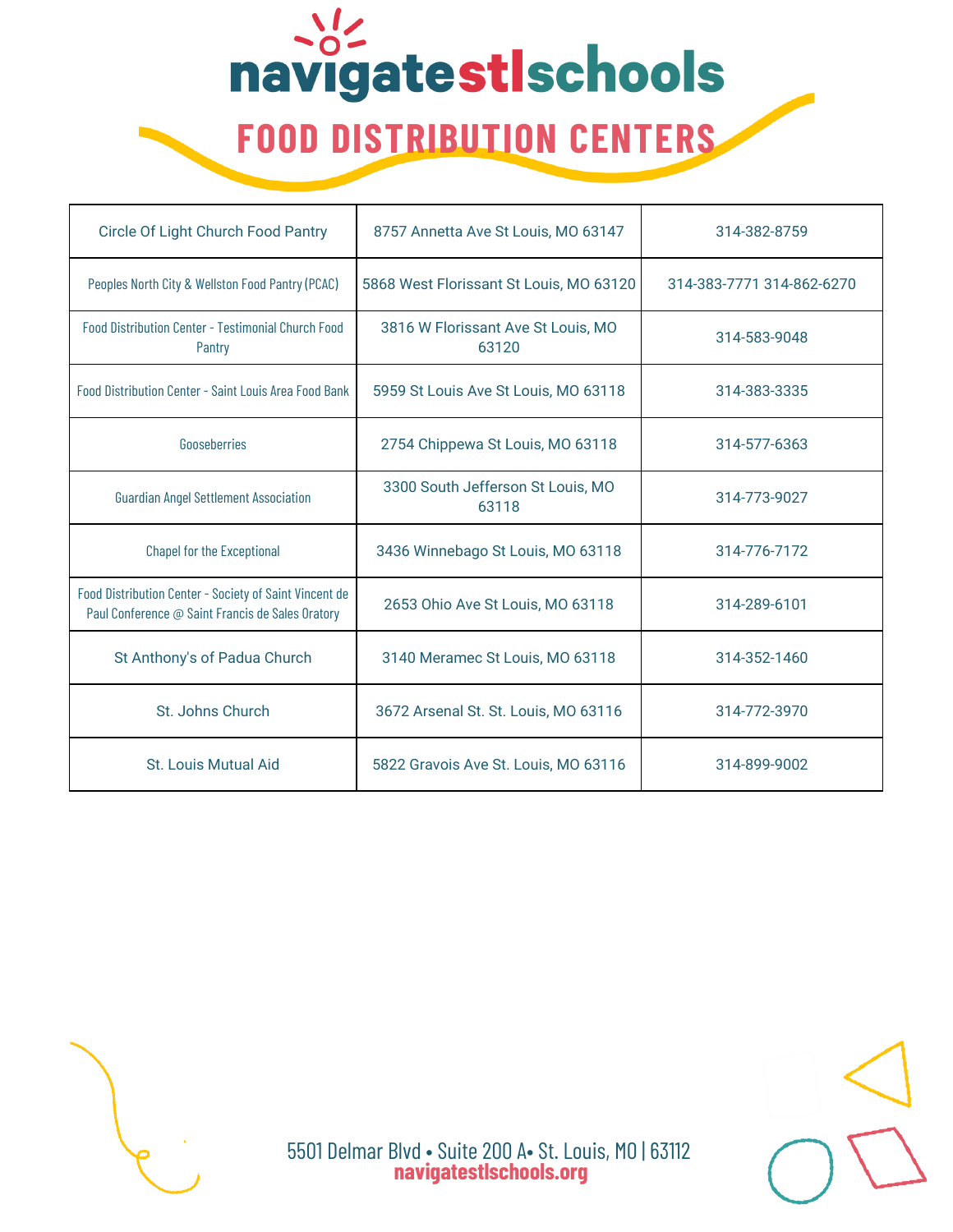# navigatestlschools

## FOOD DISTRIBUTION CENTERS

| | | |
|---|---|---|
| Circle Of Light Church Food Pantry | 8757 Annetta Ave St Louis, MO 63147 | 314-382-8759 |
| Peoples North City & Wellston Food Pantry (PCAC) | 5868 West Florissant St Louis, MO 63120 | 314-383-7771 314-862-6270 |
| Food Distribution Center - Testimonial Church Food Pantry | 3816 W Florissant Ave St Louis, MO 63120 | 314-583-9048 |
| Food Distribution Center - Saint Louis Area Food Bank | 5959 St Louis Ave St Louis, MO 63118 | 314-383-3335 |
| Gooseberries | 2754 Chippewa St Louis, MO 63118 | 314-577-6363 |
| Guardian Angel Settlement Association | 3300 South Jefferson St Louis, MO 63118 | 314-773-9027 |
| Chapel for the Exceptional | 3436 Winnebago St Louis, MO 63118 | 314-776-7172 |
| Food Distribution Center - Society of Saint Vincent de Paul Conference @ Saint Francis de Sales Oratory | 2653 Ohio Ave St Louis, MO 63118 | 314-289-6101 |
| St Anthony's of Padua Church | 3140 Meramec St Louis, MO 63118 | 314-352-1460 |
| St. Johns Church | 3672 Arsenal St. St. Louis, MO 63116 | 314-772-3970 |
| St. Louis Mutual Aid | 5822 Gravois Ave St. Louis, MO 63116 | 314-899-9002 |

5501 Delmar Blvd • Suite 200 A• St. Louis, MO | 63112
navigatestlschools.org